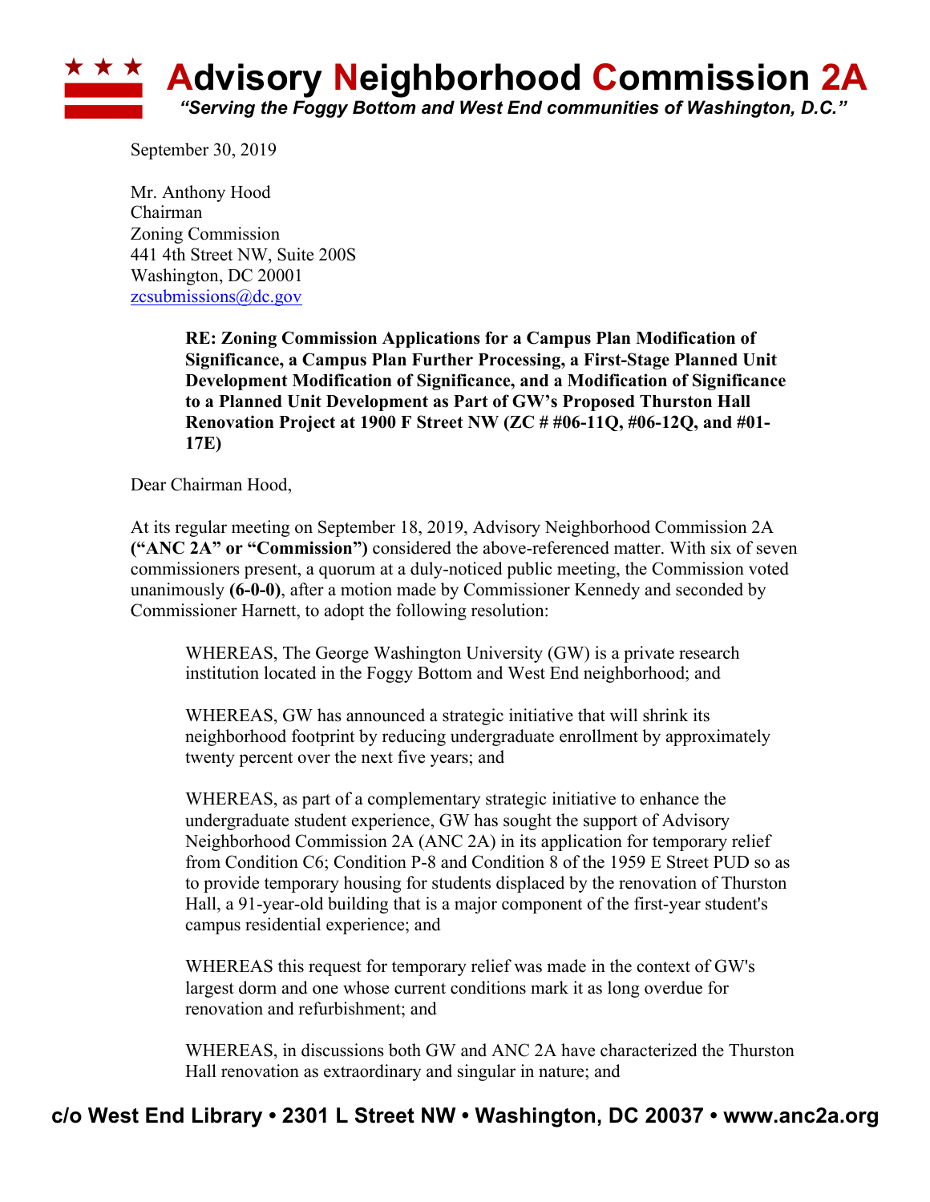# Advisory Neighborhood Commission 2A

*"Serving the Foggy Bottom and West End communities of Washington, D.C."*

September 30, 2019

Mr. Anthony Hood
Chairman
Zoning Commission
441 4th Street NW, Suite 200S
Washington, DC 20001
zcsubmissions@dc.gov

> **RE: Zoning Commission Applications for a Campus Plan Modification of Significance, a Campus Plan Further Processing, a First-Stage Planned Unit Development Modification of Significance, and a Modification of Significance to a Planned Unit Development as Part of GW's Proposed Thurston Hall Renovation Project at 1900 F Street NW (ZC # #06-11Q, #06-12Q, and #01-17E)**

Dear Chairman Hood,

At its regular meeting on September 18, 2019, Advisory Neighborhood Commission 2A **("ANC 2A" or "Commission")** considered the above-referenced matter. With six of seven commissioners present, a quorum at a duly-noticed public meeting, the Commission voted unanimously **(6-0-0)**, after a motion made by Commissioner Kennedy and seconded by Commissioner Harnett, to adopt the following resolution:

> WHEREAS, The George Washington University (GW) is a private research institution located in the Foggy Bottom and West End neighborhood; and
>
> WHEREAS, GW has announced a strategic initiative that will shrink its neighborhood footprint by reducing undergraduate enrollment by approximately twenty percent over the next five years; and
>
> WHEREAS, as part of a complementary strategic initiative to enhance the undergraduate student experience, GW has sought the support of Advisory Neighborhood Commission 2A (ANC 2A) in its application for temporary relief from Condition C6; Condition P-8 and Condition 8 of the 1959 E Street PUD so as to provide temporary housing for students displaced by the renovation of Thurston Hall, a 91-year-old building that is a major component of the first-year student's campus residential experience; and
>
> WHEREAS this request for temporary relief was made in the context of GW's largest dorm and one whose current conditions mark it as long overdue for renovation and refurbishment; and
>
> WHEREAS, in discussions both GW and ANC 2A have characterized the Thurston Hall renovation as extraordinary and singular in nature; and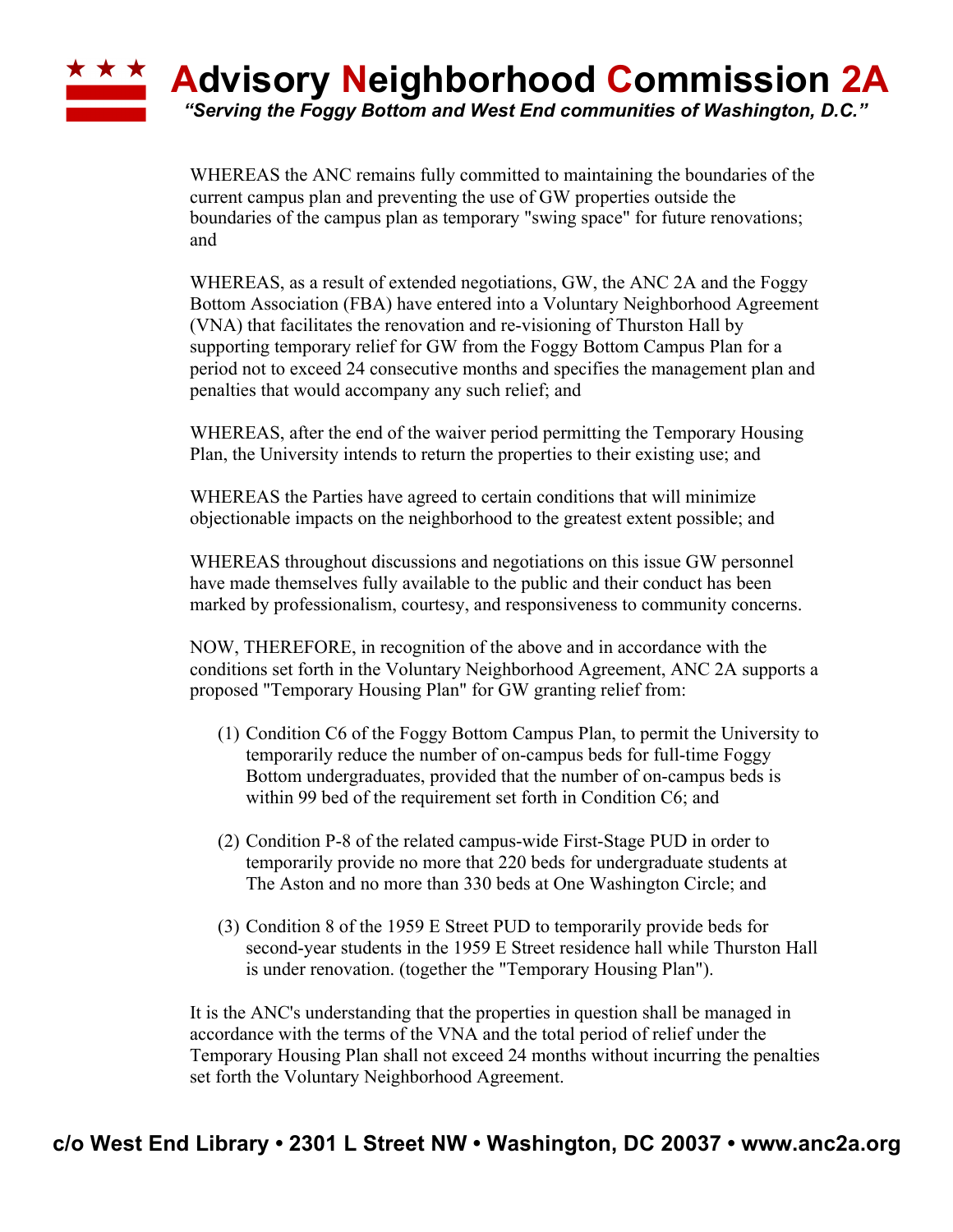WHEREAS the ANC remains fully committed to maintaining the boundaries of the current campus plan and preventing the use of GW properties outside the boundaries of the campus plan as temporary "swing space" for future renovations; and

WHEREAS, as a result of extended negotiations, GW, the ANC 2A and the Foggy Bottom Association (FBA) have entered into a Voluntary Neighborhood Agreement (VNA) that facilitates the renovation and re-visioning of Thurston Hall by supporting temporary relief for GW from the Foggy Bottom Campus Plan for a period not to exceed 24 consecutive months and specifies the management plan and penalties that would accompany any such relief; and

WHEREAS, after the end of the waiver period permitting the Temporary Housing Plan, the University intends to return the properties to their existing use; and

WHEREAS the Parties have agreed to certain conditions that will minimize objectionable impacts on the neighborhood to the greatest extent possible; and

WHEREAS throughout discussions and negotiations on this issue GW personnel have made themselves fully available to the public and their conduct has been marked by professionalism, courtesy, and responsiveness to community concerns.

NOW, THEREFORE, in recognition of the above and in accordance with the conditions set forth in the Voluntary Neighborhood Agreement, ANC 2A supports a proposed "Temporary Housing Plan" for GW granting relief from:

(1) Condition C6 of the Foggy Bottom Campus Plan, to permit the University to temporarily reduce the number of on-campus beds for full-time Foggy Bottom undergraduates, provided that the number of on-campus beds is within 99 bed of the requirement set forth in Condition C6; and

(2) Condition P-8 of the related campus-wide First-Stage PUD in order to temporarily provide no more that 220 beds for undergraduate students at The Aston and no more than 330 beds at One Washington Circle; and

(3) Condition 8 of the 1959 E Street PUD to temporarily provide beds for second-year students in the 1959 E Street residence hall while Thurston Hall is under renovation. (together the "Temporary Housing Plan").

It is the ANC's understanding that the properties in question shall be managed in accordance with the terms of the VNA and the total period of relief under the Temporary Housing Plan shall not exceed 24 months without incurring the penalties set forth the Voluntary Neighborhood Agreement.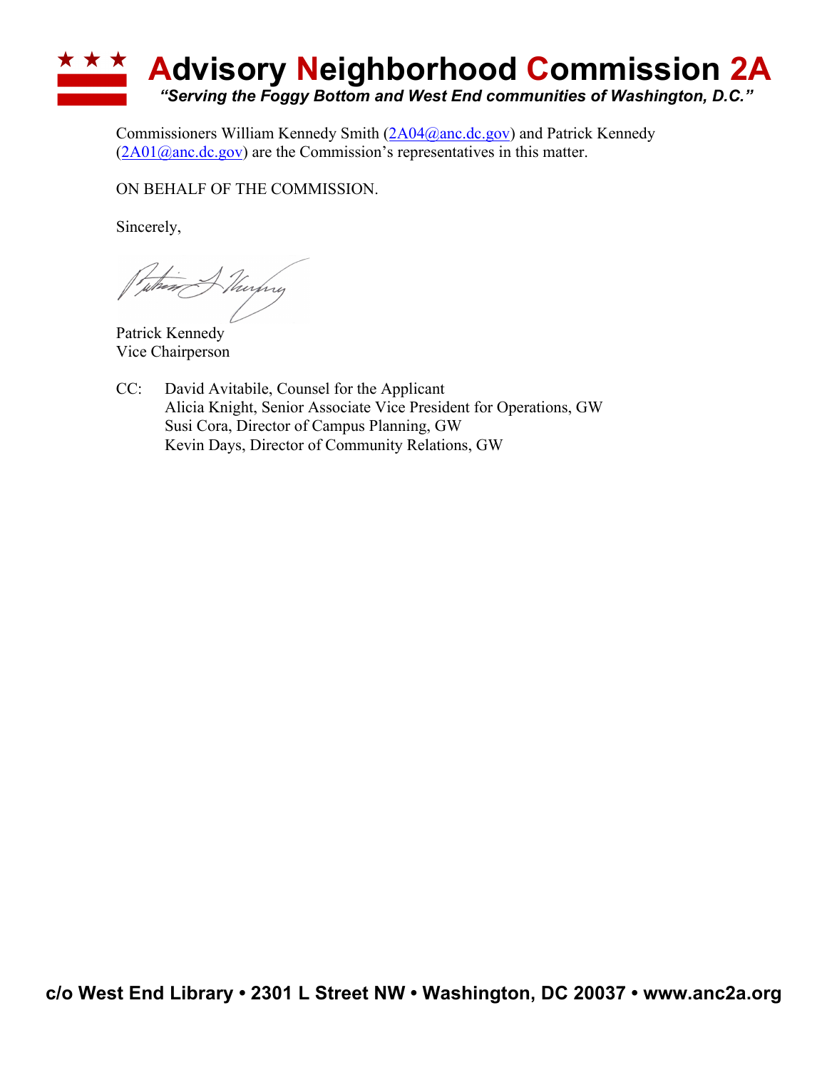Commissioners William Kennedy Smith (2A04@anc.dc.gov) and Patrick Kennedy (2A01@anc.dc.gov) are the Commission's representatives in this matter.

ON BEHALF OF THE COMMISSION.

Sincerely,

Patrick Kennedy
Vice Chairperson

CC: David Avitabile, Counsel for the Applicant
Alicia Knight, Senior Associate Vice President for Operations, GW
Susi Cora, Director of Campus Planning, GW
Kevin Days, Director of Community Relations, GW